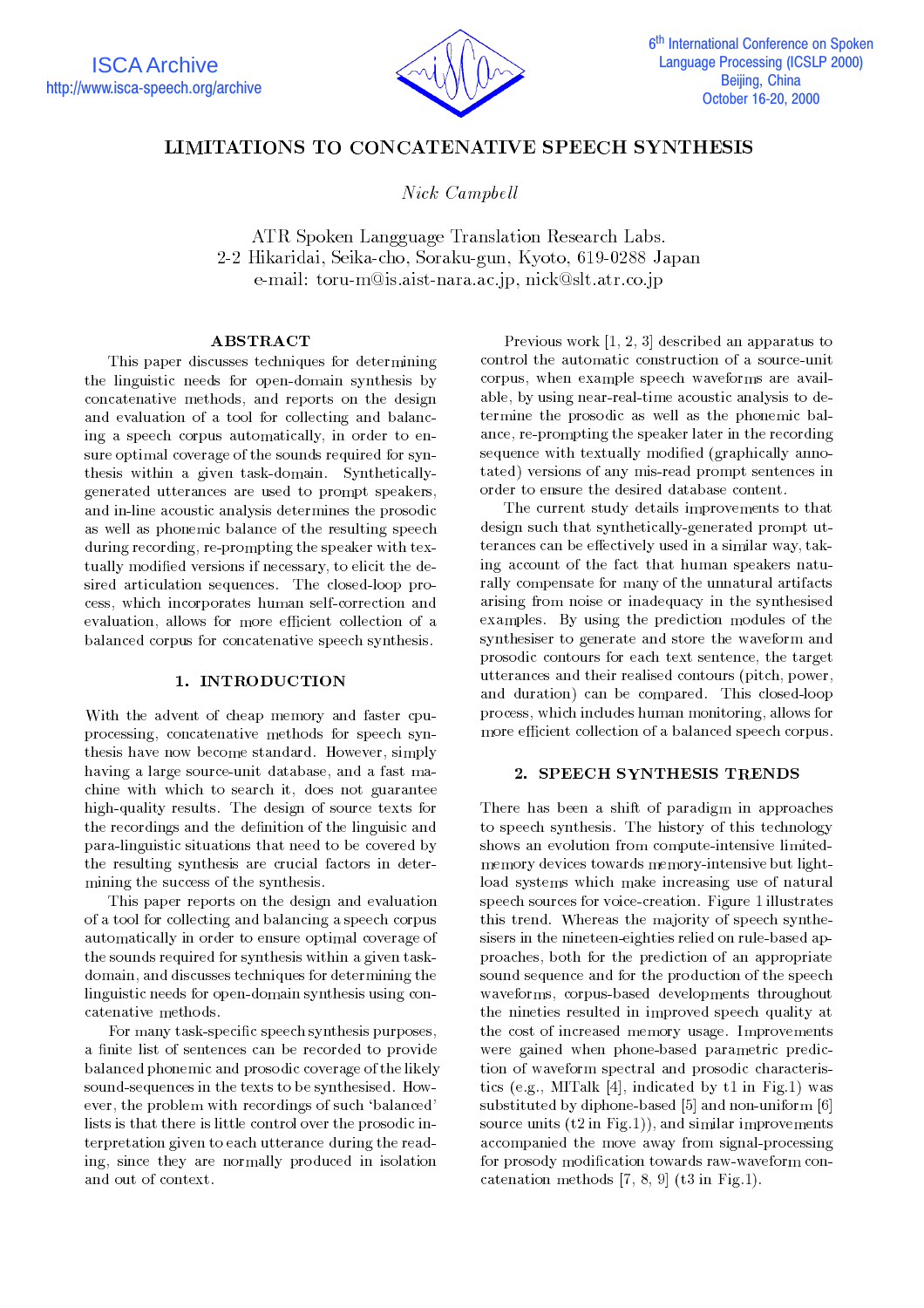# LIMITATIONS TO CONCATENATIVE SPEECH SYNTHESIS

*Nick Campbell*

ATR Spoken Langguage Translation Research Labs.
2-2 Hikaridai, Seika-cho, Soraku-gun, Kyoto, 619-0288 Japan
e-mail: toru-m@is.aist-nara.ac.jp, nick@slt.atr.co.jp

## ABSTRACT

This paper discusses techniques for determining the linguistic needs for open-domain synthesis by concatenative methods, and reports on the design and evaluation of a tool for collecting and balancing a speech corpus automatically, in order to ensure optimal coverage of the sounds required for synthesis within a given task-domain. Synthetically-generated utterances are used to prompt speakers, and in-line acoustic analysis determines the prosodic as well as phonemic balance of the resulting speech during recording, re-prompting the speaker with textually modified versions if necessary, to elicit the desired articulation sequences. The closed-loop process, which incorporates human self-correction and evaluation, allows for more efficient collection of a balanced corpus for concatenative speech synthesis.

## 1. INTRODUCTION

With the advent of cheap memory and faster cpu-processing, concatenative methods for speech synthesis have now become standard. However, simply having a large source-unit database, and a fast machine with which to search it, does not guarantee high-quality results. The design of source texts for the recordings and the definition of the linguisic and para-linguistic situations that need to be covered by the resulting synthesis are crucial factors in determining the success of the synthesis.

This paper reports on the design and evaluation of a tool for collecting and balancing a speech corpus automatically in order to ensure optimal coverage of the sounds required for synthesis within a given task-domain, and discusses techniques for determining the linguistic needs for open-domain synthesis using concatenative methods.

For many task-specific speech synthesis purposes, a finite list of sentences can be recorded to provide balanced phonemic and prosodic coverage of the likely sound-sequences in the texts to be synthesised. However, the problem with recordings of such 'balanced' lists is that there is little control over the prosodic interpretation given to each utterance during the reading, since they are normally produced in isolation and out of context.

Previous work [1, 2, 3] described an apparatus to control the automatic construction of a source-unit corpus, when example speech waveforms are available, by using near-real-time acoustic analysis to determine the prosodic as well as the phonemic balance, re-prompting the speaker later in the recording sequence with textually modified (graphically annotated) versions of any mis-read prompt sentences in order to ensure the desired database content.

The current study details improvements to that design such that synthetically-generated prompt utterances can be effectively used in a similar way, taking account of the fact that human speakers naturally compensate for many of the unnatural artifacts arising from noise or inadequacy in the synthesised examples. By using the prediction modules of the synthesiser to generate and store the waveform and prosodic contours for each text sentence, the target utterances and their realised contours (pitch, power, and duration) can be compared. This closed-loop process, which includes human monitoring, allows for more efficient collection of a balanced speech corpus.

## 2. SPEECH SYNTHESIS TRENDS

There has been a shift of paradigm in approaches to speech synthesis. The history of this technology shows an evolution from compute-intensive limited-memory devices towards memory-intensive but light-load systems which make increasing use of natural speech sources for voice-creation. Figure 1 illustrates this trend. Whereas the majority of speech synthesisers in the nineteen-eighties relied on rule-based approaches, both for the prediction of an appropriate sound sequence and for the production of the speech waveforms, corpus-based developments throughout the nineties resulted in improved speech quality at the cost of increased memory usage. Improvements were gained when phone-based parametric prediction of waveform spectral and prosodic characteristics (e.g., MITalk [4], indicated by t1 in Fig.1) was substituted by diphone-based [5] and non-uniform [6] source units (t2 in Fig.1)), and similar improvements accompanied the move away from signal-processing for prosody modification towards raw-waveform concatenation methods [7, 8, 9] (t3 in Fig.1).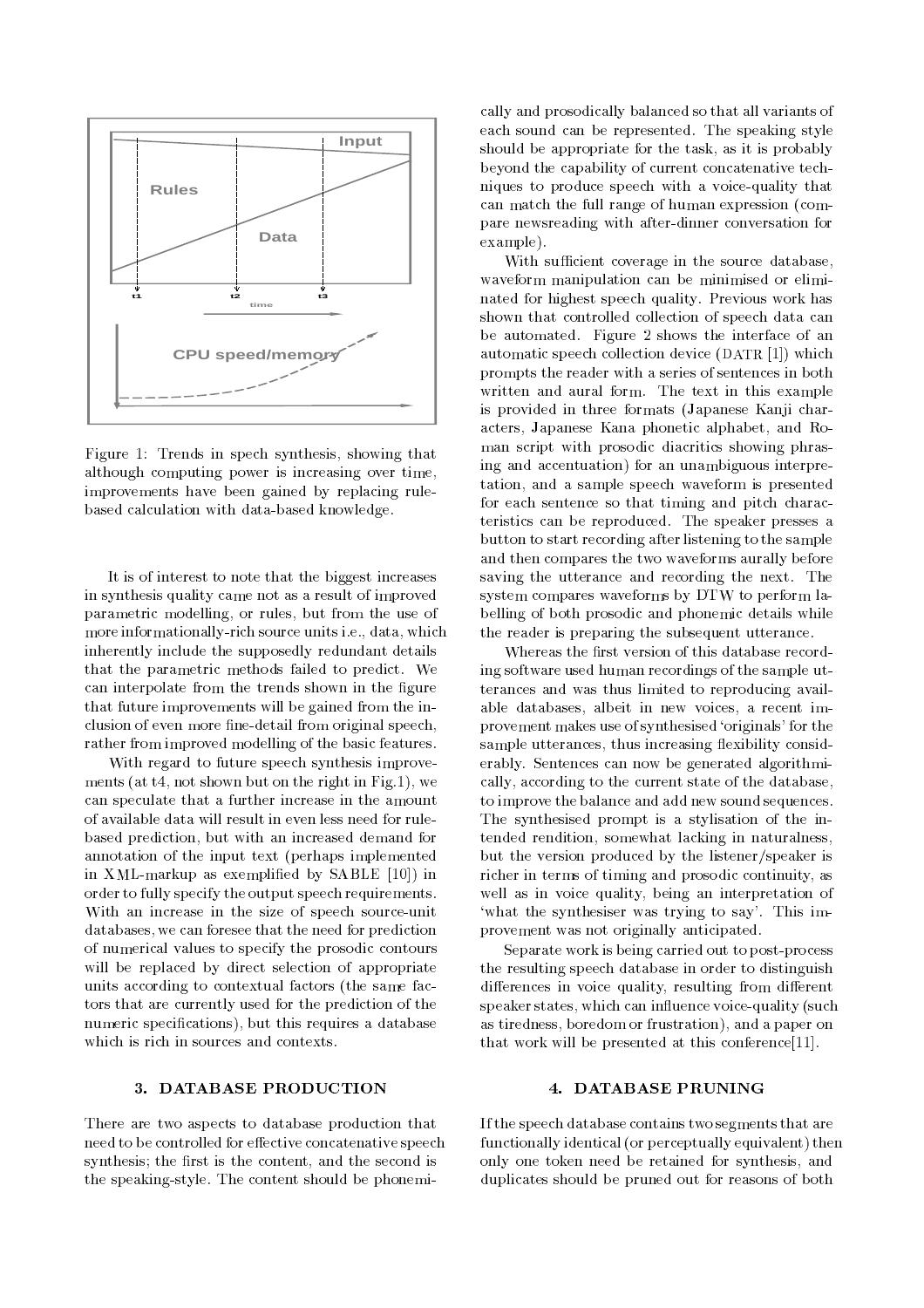Figure 1: Trends in spech synthesis, showing that although computing power is increasing over time, improvements have been gained by replacing rule-based calculation with data-based knowledge.

It is of interest to note that the biggest increases in synthesis quality came not as a result of improved parametric modelling, or rules, but from the use of more informationally-rich source units i.e., data, which inherently include the supposedly redundant details that the parametric methods failed to predict. We can interpolate from the trends shown in the figure that future improvements will be gained from the inclusion of even more fine-detail from original speech, rather from improved modelling of the basic features.

With regard to future speech synthesis improvements (at t4, not shown but on the right in Fig.1), we can speculate that a further increase in the amount of available data will result in even less need for rule-based prediction, but with an increased demand for annotation of the input text (perhaps implemented in XML-markup as exemplified by SABLE [10]) in order to fully specify the output speech requirements. With an increase in the size of speech source-unit databases, we can foresee that the need for prediction of numerical values to specify the prosodic contours will be replaced by direct selection of appropriate units according to contextual factors (the same factors that are currently used for the prediction of the numeric specifications), but this requires a database which is rich in sources and contexts.

## 3. DATABASE PRODUCTION

There are two aspects to database production that need to be controlled for effective concatenative speech synthesis; the first is the content, and the second is the speaking-style. The content should be phonemically and prosodically balanced so that all variants of each sound can be represented. The speaking style should be appropriate for the task, as it is probably beyond the capability of current concatenative techniques to produce speech with a voice-quality that can match the full range of human expression (compare newsreading with after-dinner conversation for example).

With sufficient coverage in the source database, waveform manipulation can be minimised or eliminated for highest speech quality. Previous work has shown that controlled collection of speech data can be automated. Figure 2 shows the interface of an automatic speech collection device (DATR [1]) which prompts the reader with a series of sentences in both written and aural form. The text in this example is provided in three formats (Japanese Kanji characters, Japanese Kana phonetic alphabet, and Roman script with prosodic diacritics showing phrasing and accentuation) for an unambiguous interpretation, and a sample speech waveform is presented for each sentence so that timing and pitch characteristics can be reproduced. The speaker presses a button to start recording after listening to the sample and then compares the two waveforms aurally before saving the utterance and recording the next. The system compares waveforms by DTW to perform labelling of both prosodic and phonemic details while the reader is preparing the subsequent utterance.

Whereas the first version of this database recording software used human recordings of the sample utterances and was thus limited to reproducing available databases, albeit in new voices, a recent improvement makes use of synthesised 'originals' for the sample utterances, thus increasing flexibility considerably. Sentences can now be generated algorithmically, according to the current state of the database, to improve the balance and add new sound sequences. The synthesised prompt is a stylisation of the intended rendition, somewhat lacking in naturalness, but the version produced by the listener/speaker is richer in terms of timing and prosodic continuity, as well as in voice quality, being an interpretation of 'what the synthesiser was trying to say'. This improvement was not originally anticipated.

Separate work is being carried out to post-process the resulting speech database in order to distinguish differences in voice quality, resulting from different speaker states, which can influence voice-quality (such as tiredness, boredom or frustration), and a paper on that work will be presented at this conference[11].

## 4. DATABASE PRUNING

If the speech database contains two segments that are functionally identical (or perceptually equivalent) then only one token need be retained for synthesis, and duplicates should be pruned out for reasons of both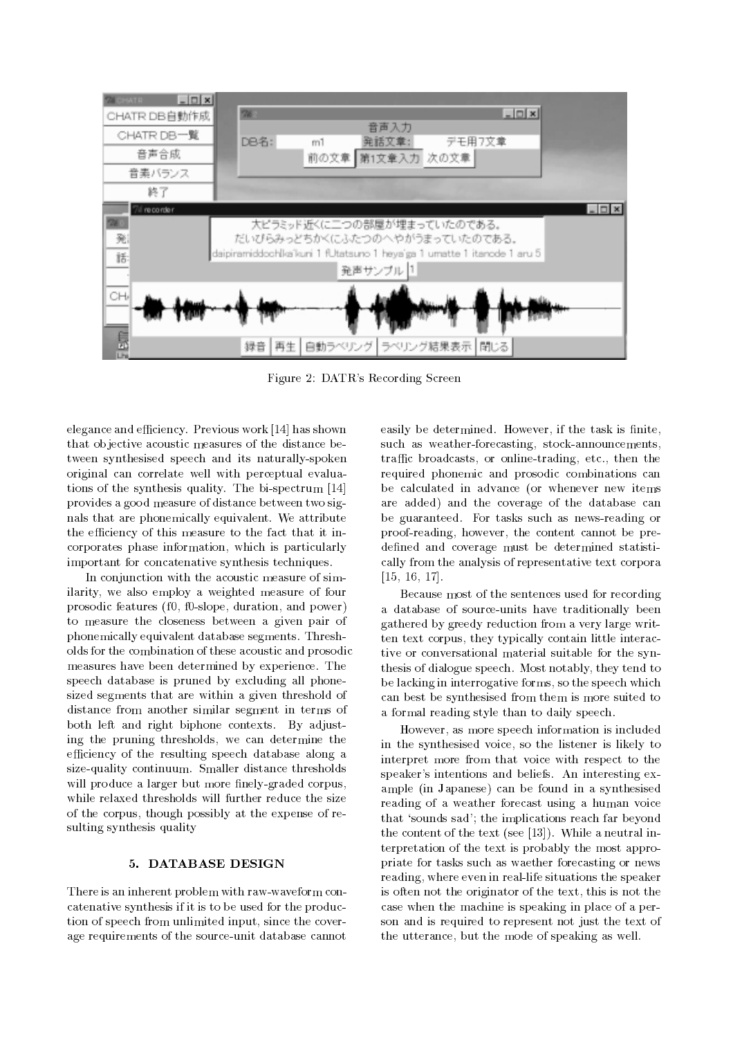Figure 2: DATR's Recording Screen

elegance and efficiency. Previous work [14] has shown that objective acoustic measures of the distance between synthesised speech and its naturally-spoken original can correlate well with perceptual evaluations of the synthesis quality. The bi-spectrum [14] provides a good measure of distance between two signals that are phonemically equivalent. We attribute the efficiency of this measure to the fact that it incorporates phase information, which is particularly important for concatenative synthesis techniques.

In conjunction with the acoustic measure of similarity, we also employ a weighted measure of four prosodic features (f0, f0-slope, duration, and power) to measure the closeness between a given pair of phonemically equivalent database segments. Thresholds for the combination of these acoustic and prosodic measures have been determined by experience. The speech database is pruned by excluding all phone-sized segments that are within a given threshold of distance from another similar segment in terms of both left and right biphone contexts. By adjusting the pruning thresholds, we can determine the efficiency of the resulting speech database along a size-quality continuum. Smaller distance thresholds will produce a larger but more finely-graded corpus, while relaxed thresholds will further reduce the size of the corpus, though possibly at the expense of resulting synthesis quality

## 5. DATABASE DESIGN

There is an inherent problem with raw-waveform concatenative synthesis if it is to be used for the production of speech from unlimited input, since the coverage requirements of the source-unit database cannot easily be determined. However, if the task is finite, such as weather-forecasting, stock-announcements, traffic broadcasts, or online-trading, etc., then the required phonemic and prosodic combinations can be calculated in advance (or whenever new items are added) and the coverage of the database can be guaranteed. For tasks such as news-reading or proof-reading, however, the content cannot be predefined and coverage must be determined statistically from the analysis of representative text corpora [15, 16, 17].

Because most of the sentences used for recording a database of source-units have traditionally been gathered by greedy reduction from a very large written text corpus, they typically contain little interactive or conversational material suitable for the synthesis of dialogue speech. Most notably, they tend to be lacking in interrogative forms, so the speech which can best be synthesised from them is more suited to a formal reading style than to daily speech.

However, as more speech information is included in the synthesised voice, so the listener is likely to interpret more from that voice with respect to the speaker's intentions and beliefs. An interesting example (in Japanese) can be found in a synthesised reading of a weather forecast using a human voice that 'sounds sad'; the implications reach far beyond the content of the text (see [13]). While a neutral interpretation of the text is probably the most appropriate for tasks such as waether forecasting or news reading, where even in real-life situations the speaker is often not the originator of the text, this is not the case when the machine is speaking in place of a person and is required to represent not just the text of the utterance, but the mode of speaking as well.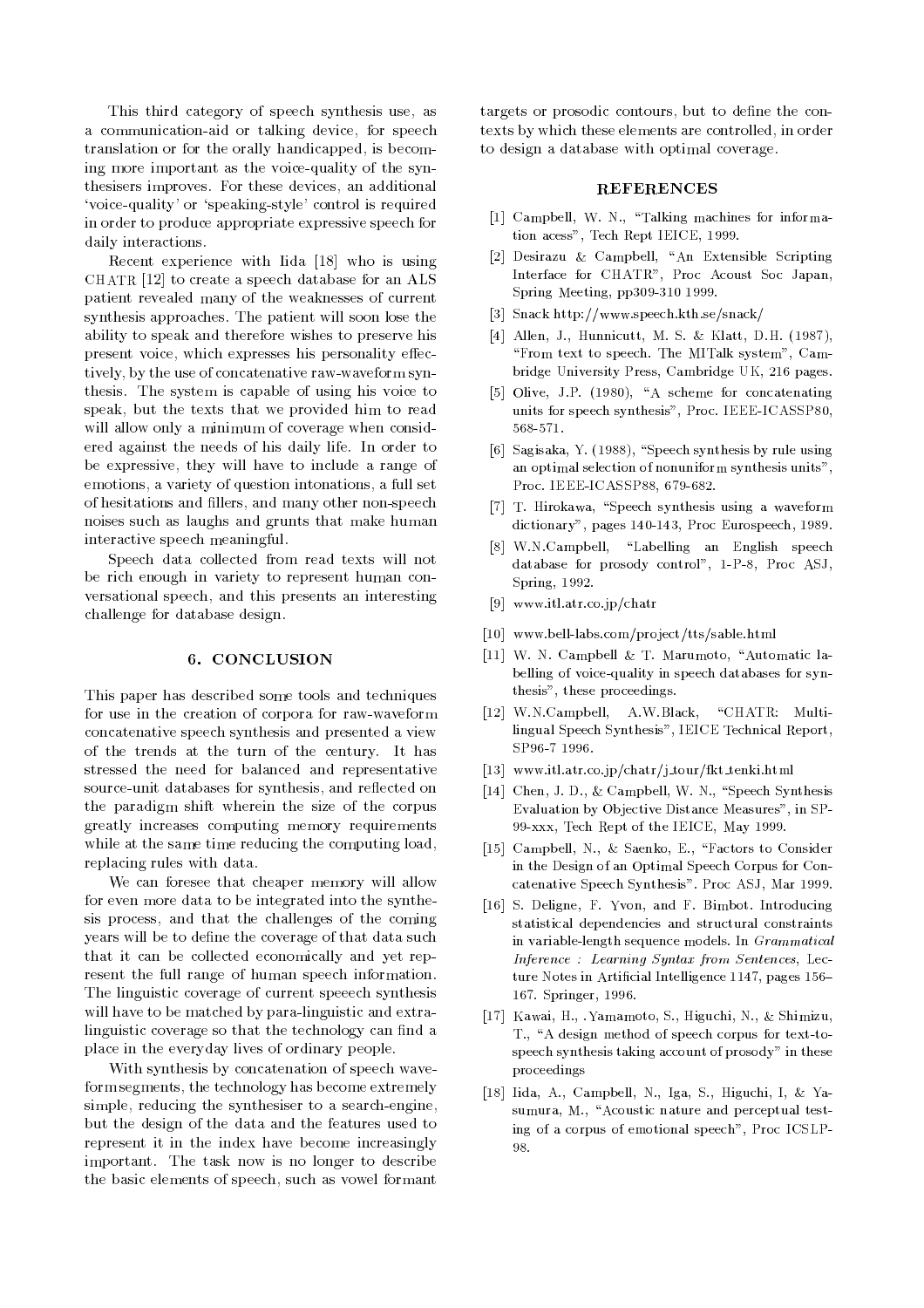This third category of speech synthesis use, as a communication-aid or talking device, for speech translation or for the orally handicapped, is becoming more important as the voice-quality of the synthesisers improves. For these devices, an additional 'voice-quality' or 'speaking-style' control is required in order to produce appropriate expressive speech for daily interactions.

Recent experience with Iida [18] who is using CHATR [12] to create a speech database for an ALS patient revealed many of the weaknesses of current synthesis approaches. The patient will soon lose the ability to speak and therefore wishes to preserve his present voice, which expresses his personality effectively, by the use of concatenative raw-waveform synthesis. The system is capable of using his voice to speak, but the texts that we provided him to read will allow only a minimum of coverage when considered against the needs of his daily life. In order to be expressive, they will have to include a range of emotions, a variety of question intonations, a full set of hesitations and fillers, and many other non-speech noises such as laughs and grunts that make human interactive speech meaningful.

Speech data collected from read texts will not be rich enough in variety to represent human conversational speech, and this presents an interesting challenge for database design.

## 6. CONCLUSION

This paper has described some tools and techniques for use in the creation of corpora for raw-waveform concatenative speech synthesis and presented a view of the trends at the turn of the century. It has stressed the need for balanced and representative source-unit databases for synthesis, and reflected on the paradigm shift wherein the size of the corpus greatly increases computing memory requirements while at the same time reducing the computing load, replacing rules with data.

We can foresee that cheaper memory will allow for even more data to be integrated into the synthesis process, and that the challenges of the coming years will be to define the coverage of that data such that it can be collected economically and yet represent the full range of human speech information. The linguistic coverage of current speeech synthesis will have to be matched by para-linguistic and extra-linguistic coverage so that the technology can find a place in the everyday lives of ordinary people.

With synthesis by concatenation of speech waveform segments, the technology has become extremely simple, reducing the synthesiser to a search-engine, but the design of the data and the features used to represent it in the index have become increasingly important. The task now is no longer to describe the basic elements of speech, such as vowel formant targets or prosodic contours, but to define the contexts by which these elements are controlled, in order to design a database with optimal coverage.

## REFERENCES

[1] Campbell, W. N., "Talking machines for information acess", Tech Rept IEICE, 1999.

[2] Desirazu & Campbell, "An Extensible Scripting Interface for CHATR", Proc Acoust Soc Japan, Spring Meeting, pp309-310 1999.

[3] Snack http://www.speech.kth.se/snack/

[4] Allen, J., Hunnicutt, M. S. & Klatt, D.H. (1987), "From text to speech. The MITalk system", Cambridge University Press, Cambridge UK, 216 pages.

[5] Olive, J.P. (1980), "A scheme for concatenating units for speech synthesis", Proc. IEEE-ICASSP80, 568-571.

[6] Sagisaka, Y. (1988), "Speech synthesis by rule using an optimal selection of nonuniform synthesis units", Proc. IEEE-ICASSP88, 679-682.

[7] T. Hirokawa, "Speech synthesis using a waveform dictionary", pages 140-143, Proc Eurospeech, 1989.

[8] W.N.Campbell, "Labelling an English speech database for prosody control", 1-P-8, Proc ASJ, Spring, 1992.

[9] www.itl.atr.co.jp/chatr

[10] www.bell-labs.com/project/tts/sable.html

[11] W. N. Campbell & T. Marumoto, "Automatic labelling of voice-quality in speech databases for synthesis", these proceedings.

[12] W.N.Campbell, A.W.Black, "CHATR: Multilingual Speech Synthesis", IEICE Technical Report, SP96-7 1996.

[13] www.itl.atr.co.jp/chatr/j_tour/fkt_tenki.html

[14] Chen, J. D., & Campbell, W. N., "Speech Synthesis Evaluation by Objective Distance Measures", in SP-99-xxx, Tech Rept of the IEICE, May 1999.

[15] Campbell, N., & Saenko, E., "Factors to Consider in the Design of an Optimal Speech Corpus for Concatenative Speech Synthesis". Proc ASJ, Mar 1999.

[16] S. Deligne, F. Yvon, and F. Bimbot. Introducing statistical dependencies and structural constraints in variable-length sequence models. In *Grammatical Inference : Learning Syntax from Sentences*, Lecture Notes in Artificial Intelligence 1147, pages 156–167. Springer, 1996.

[17] Kawai, H., .Yamamoto, S., Higuchi, N., & Shimizu, T., "A design method of speech corpus for text-to-speech synthesis taking account of prosody" in these proceedings

[18] Iida, A., Campbell, N., Iga, S., Higuchi, I, & Yasumura, M., "Acoustic nature and perceptual testing of a corpus of emotional speech", Proc ICSLP-98.